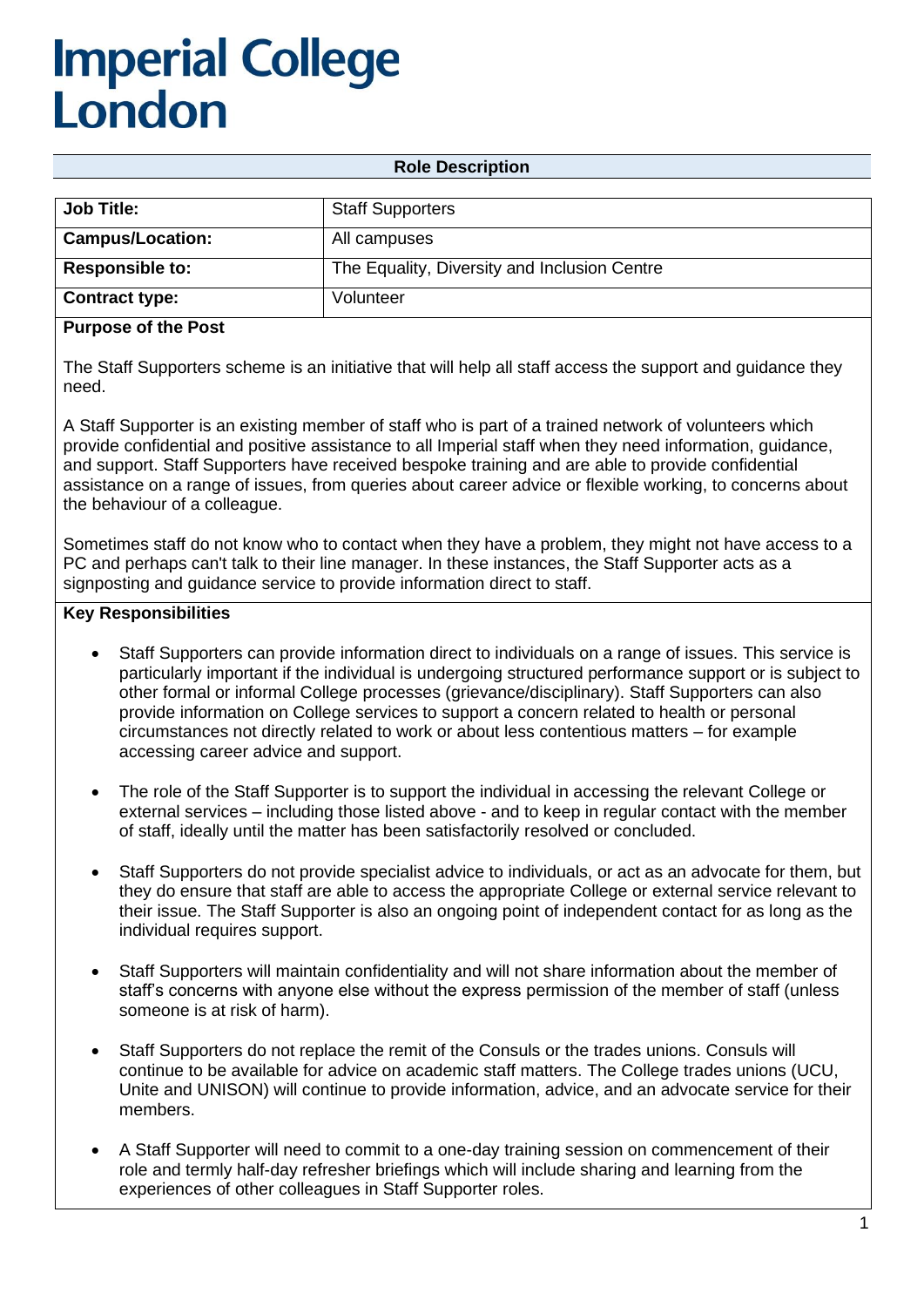# Imperial College London

## Role Description

| **Job Title:** | Staff Supporters |
| --- | --- |
| **Campus/Location:** | All campuses |
| **Responsible to:** | The Equality, Diversity and Inclusion Centre |
| **Contract type:** | Volunteer |

### Purpose of the Post

The Staff Supporters scheme is an initiative that will help all staff access the support and guidance they need.

A Staff Supporter is an existing member of staff who is part of a trained network of volunteers which provide confidential and positive assistance to all Imperial staff when they need information, guidance, and support. Staff Supporters have received bespoke training and are able to provide confidential assistance on a range of issues, from queries about career advice or flexible working, to concerns about the behaviour of a colleague.

Sometimes staff do not know who to contact when they have a problem, they might not have access to a PC and perhaps can't talk to their line manager. In these instances, the Staff Supporter acts as a signposting and guidance service to provide information direct to staff.

### Key Responsibilities

- Staff Supporters can provide information direct to individuals on a range of issues. This service is particularly important if the individual is undergoing structured performance support or is subject to other formal or informal College processes (grievance/disciplinary). Staff Supporters can also provide information on College services to support a concern related to health or personal circumstances not directly related to work or about less contentious matters – for example accessing career advice and support.

- The role of the Staff Supporter is to support the individual in accessing the relevant College or external services – including those listed above - and to keep in regular contact with the member of staff, ideally until the matter has been satisfactorily resolved or concluded.

- Staff Supporters do not provide specialist advice to individuals, or act as an advocate for them, but they do ensure that staff are able to access the appropriate College or external service relevant to their issue. The Staff Supporter is also an ongoing point of independent contact for as long as the individual requires support.

- Staff Supporters will maintain confidentiality and will not share information about the member of staff's concerns with anyone else without the express permission of the member of staff (unless someone is at risk of harm).

- Staff Supporters do not replace the remit of the Consuls or the trades unions. Consuls will continue to be available for advice on academic staff matters. The College trades unions (UCU, Unite and UNISON) will continue to provide information, advice, and an advocate service for their members.

- A Staff Supporter will need to commit to a one-day training session on commencement of their role and termly half-day refresher briefings which will include sharing and learning from the experiences of other colleagues in Staff Supporter roles.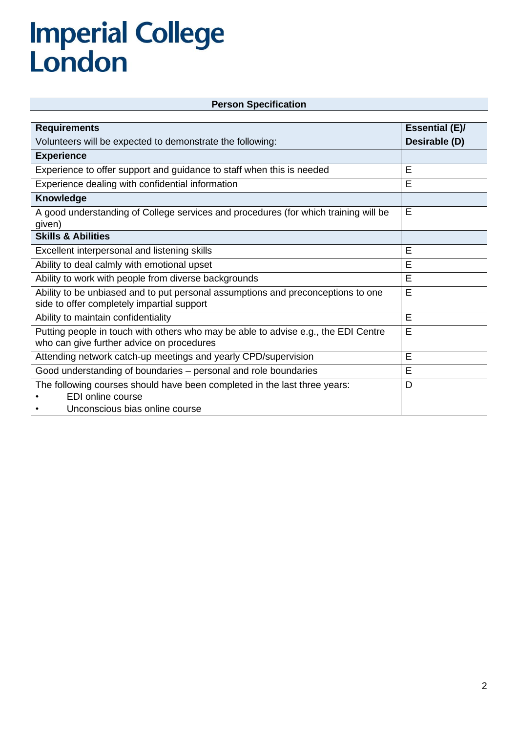# Imperial College London

## Person Specification

| **Requirements**<br>Volunteers will be expected to demonstrate the following: | **Essential (E)/ Desirable (D)** |
|---|---|
| **Experience** | |
| Experience to offer support and guidance to staff when this is needed | E |
| Experience dealing with confidential information | E |
| **Knowledge** | |
| A good understanding of College services and procedures (for which training will be given) | E |
| **Skills & Abilities** | |
| Excellent interpersonal and listening skills | E |
| Ability to deal calmly with emotional upset | E |
| Ability to work with people from diverse backgrounds | E |
| Ability to be unbiased and to put personal assumptions and preconceptions to one side to offer completely impartial support | E |
| Ability to maintain confidentiality | E |
| Putting people in touch with others who may be able to advise e.g., the EDI Centre who can give further advice on procedures | E |
| Attending network catch-up meetings and yearly CPD/supervision | E |
| Good understanding of boundaries – personal and role boundaries | E |
| The following courses should have been completed in the last three years:<br>• EDI online course<br>• Unconscious bias online course | D |